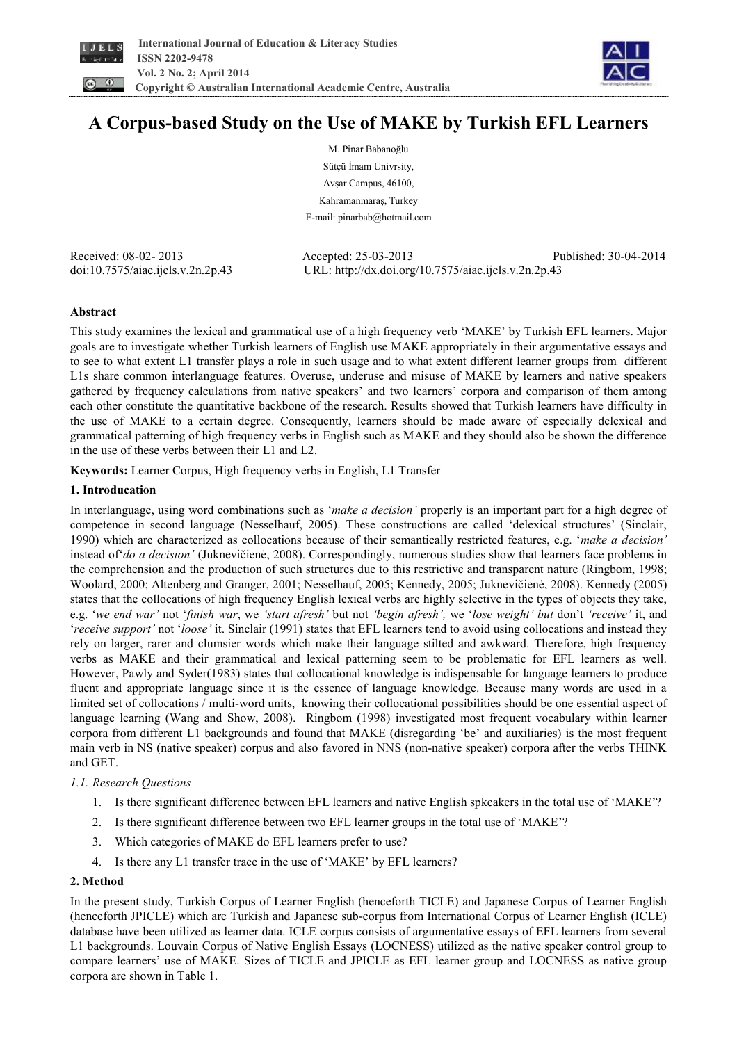# A Corpus-based Study on the Use of MAKE by Turkish EFL Learners

M. Pinar Babanoğlu

Sütçü İmam Univrsity,

Avşar Campus, 46100,

Kahramanmaraş, Turkey

E-mail: pinarbab@hotmail.com

Received: 08-02- 2013 Accepted: 25-03-2013 Published: 30-04-2014

doi:10.7575/aiac.ijels.v.2n.2p.43 URL: http://dx.doi.org/10.7575/aiac.ijels.v.2n.2p.43

**Abstract**

This study examines the lexical and grammatical use of a high frequency verb 'MAKE' by Turkish EFL learners. Major goals are to investigate whether Turkish learners of English use MAKE appropriately in their argumentative essays and to see to what extent L1 transfer plays a role in such usage and to what extent different learner groups from different L1s share common interlanguage features. Overuse, underuse and misuse of MAKE by learners and native speakers gathered by frequency calculations from native speakers' and two learners' corpora and comparison of them among each other constitute the quantitative backbone of the research. Results showed that Turkish learners have difficulty in the use of MAKE to a certain degree. Consequently, learners should be made aware of especially delexical and grammatical patterning of high frequency verbs in English such as MAKE and they should also be shown the difference in the use of these verbs between their L1 and L2.

**Keywords:** Learner Corpus, High frequency verbs in English, L1 Transfer

## 1. Introducation

In interlanguage, using word combinations such as '*make a decision*' properly is an important part for a high degree of competence in second language (Nesselhauf, 2005). These constructions are called 'delexical structures' (Sinclair, 1990) which are characterized as collocations because of their semantically restricted features, e.g. '*make a decision'* instead of'*do a decision'* (Juknevičienė, 2008). Correspondingly, numerous studies show that learners face problems in the comprehension and the production of such structures due to this restrictive and transparent nature (Ringbom, 1998; Woolard, 2000; Altenberg and Granger, 2001; Nesselhauf, 2005; Kennedy, 2005; Juknevičienė, 2008). Kennedy (2005) states that the collocations of high frequency English lexical verbs are highly selective in the types of objects they take, e.g. '*we end war'* not '*finish war*, we *'start afresh'* but not *'begin afresh',* we '*lose weight' but* don't *'receive'* it, and '*receive support'* not '*loose'* it. Sinclair (1991) states that EFL learners tend to avoid using collocations and instead they rely on larger, rarer and clumsier words which make their language stilted and awkward. Therefore, high frequency verbs as MAKE and their grammatical and lexical patterning seem to be problematic for EFL learners as well. However, Pawly and Syder(1983) states that collocational knowledge is indispensable for language learners to produce fluent and appropriate language since it is the essence of language knowledge. Because many words are used in a limited set of collocations / multi-word units, knowing their collocational possibilities should be one essential aspect of language learning (Wang and Show, 2008). Ringbom (1998) investigated most frequent vocabulary within learner corpora from different L1 backgrounds and found that MAKE (disregarding 'be' and auxiliaries) is the most frequent main verb in NS (native speaker) corpus and also favored in NNS (non-native speaker) corpora after the verbs THINK and GET.

### *1.1. Research Questions*

1. Is there significant difference between EFL learners and native English spkeakers in the total use of 'MAKE'?
2. Is there significant difference between two EFL learner groups in the total use of 'MAKE'?
3. Which categories of MAKE do EFL learners prefer to use?
4. Is there any L1 transfer trace in the use of 'MAKE' by EFL learners?

## 2. Method

In the present study, Turkish Corpus of Learner English (henceforth TICLE) and Japanese Corpus of Learner English (henceforth JPICLE) which are Turkish and Japanese sub-corpus from International Corpus of Learner English (ICLE) database have been utilized as learner data. ICLE corpus consists of argumentative essays of EFL learners from several L1 backgrounds. Louvain Corpus of Native English Essays (LOCNESS) utilized as the native speaker control group to compare learners' use of MAKE. Sizes of TICLE and JPICLE as EFL learner group and LOCNESS as native group corpora are shown in Table 1.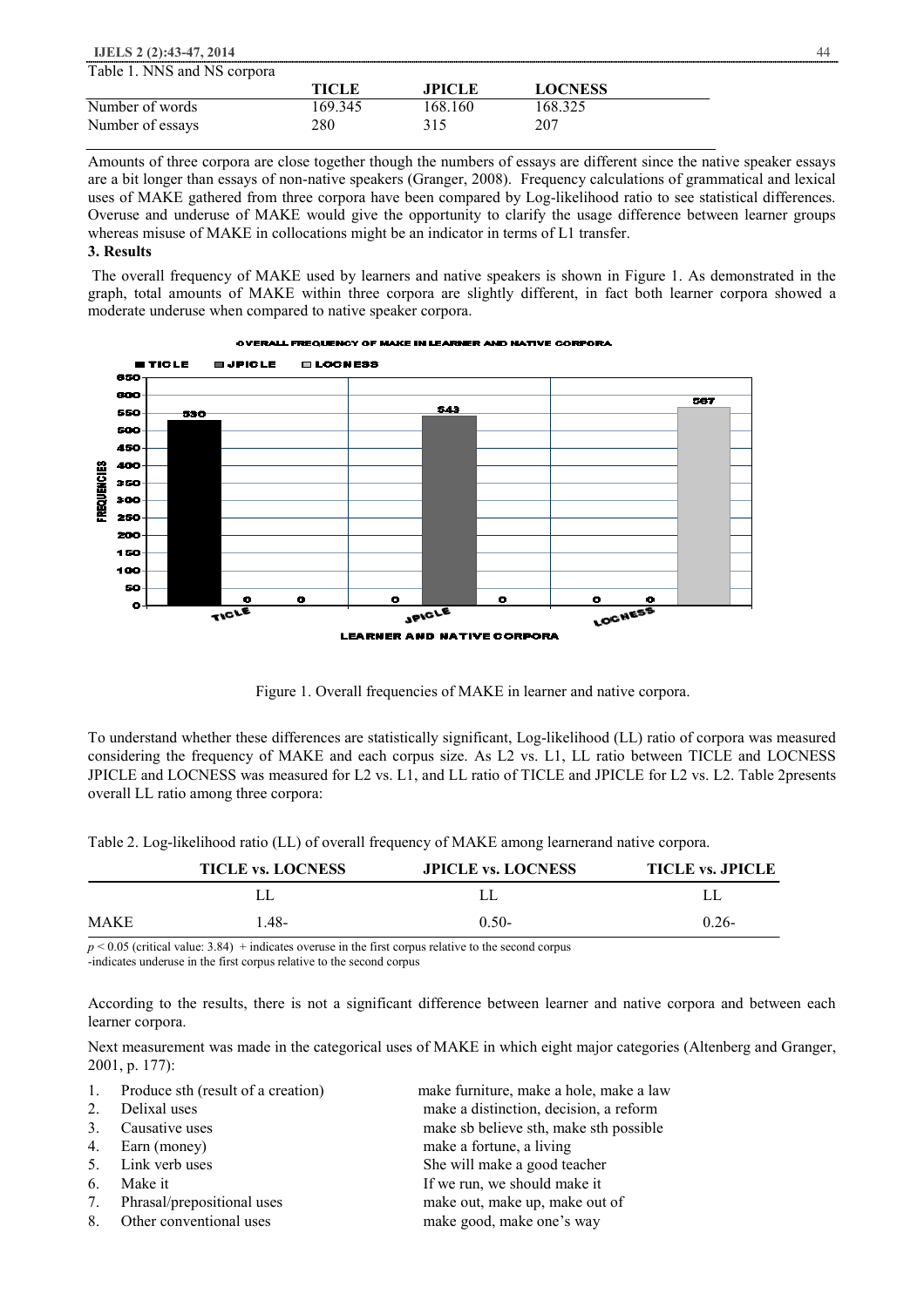Table 1. NNS and NS corpora

| | TICLE | JPICLE | LOCNESS |
|---|---|---|---|
| Number of words | 169.345 | 168.160 | 168.325 |
| Number of essays | 280 | 315 | 207 |

Amounts of three corpora are close together though the numbers of essays are different since the native speaker essays are a bit longer than essays of non-native speakers (Granger, 2008). Frequency calculations of grammatical and lexical uses of MAKE gathered from three corpora have been compared by Log-likelihood ratio to see statistical differences. Overuse and underuse of MAKE would give the opportunity to clarify the usage difference between learner groups whereas misuse of MAKE in collocations might be an indicator in terms of L1 transfer.

## 3. Results

The overall frequency of MAKE used by learners and native speakers is shown in Figure 1. As demonstrated in the graph, total amounts of MAKE within three corpora are slightly different, in fact both learner corpora showed a moderate underuse when compared to native speaker corpora.

Figure 1. Overall frequencies of MAKE in learner and native corpora.

To understand whether these differences are statistically significant, Log-likelihood (LL) ratio of corpora was measured considering the frequency of MAKE and each corpus size. As L2 vs. L1, LL ratio between TICLE and LOCNESS JPICLE and LOCNESS was measured for L2 vs. L1, and LL ratio of TICLE and JPICLE for L2 vs. L2. Table 2presents overall LL ratio among three corpora:

Table 2. Log-likelihood ratio (LL) of overall frequency of MAKE among learnerand native corpora.

| | TICLE vs. LOCNESS | JPICLE vs. LOCNESS | TICLE vs. JPICLE |
|---|---|---|---|
| | LL | LL | LL |
| MAKE | 1.48- | 0.50- | 0.26- |

$p < 0.05$ (critical value: 3.84) + indicates overuse in the first corpus relative to the second corpus
-indicates underuse in the first corpus relative to the second corpus

According to the results, there is not a significant difference between learner and native corpora and between each learner corpora.

Next measurement was made in the categorical uses of MAKE in which eight major categories (Altenberg and Granger, 2001, p. 177):

1. Produce sth (result of a creation) — make furniture, make a hole, make a law
2. Delixal uses — make a distinction, decision, a reform
3. Causative uses — make sb believe sth, make sth possible
4. Earn (money) — make a fortune, a living
5. Link verb uses — She will make a good teacher
6. Make it — If we run, we should make it
7. Phrasal/prepositional uses — make out, make up, make out of
8. Other conventional uses — make good, make one's way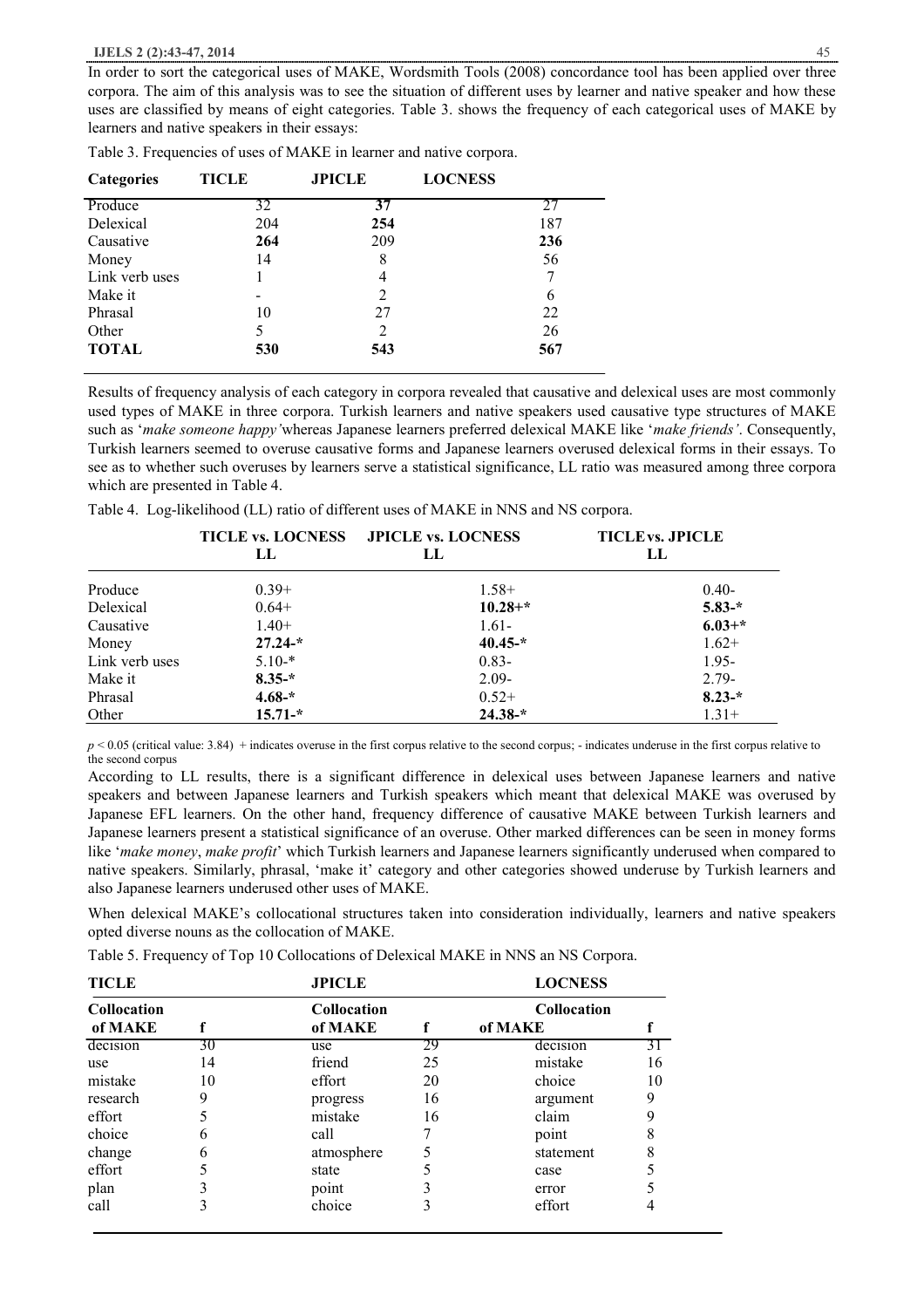In order to sort the categorical uses of MAKE, Wordsmith Tools (2008) concordance tool has been applied over three corpora. The aim of this analysis was to see the situation of different uses by learner and native speaker and how these uses are classified by means of eight categories. Table 3. shows the frequency of each categorical uses of MAKE by learners and native speakers in their essays:

Table 3. Frequencies of uses of MAKE in learner and native corpora.

| Categories | TICLE | JPICLE | LOCNESS |
|---|---|---|---|
| Produce | 32 | **37** | 27 |
| Delexical | 204 | **254** | 187 |
| Causative | **264** | 209 | **236** |
| Money | 14 | 8 | 56 |
| Link verb uses | 1 | 4 | 7 |
| Make it | - | 2 | 6 |
| Phrasal | 10 | 27 | 22 |
| Other | 5 | 2 | 26 |
| **TOTAL** | **530** | **543** | **567** |

Results of frequency analysis of each category in corpora revealed that causative and delexical uses are most commonly used types of MAKE in three corpora. Turkish learners and native speakers used causative type structures of MAKE such as '*make someone happy'* whereas Japanese learners preferred delexical MAKE like '*make friends'*. Consequently, Turkish learners seemed to overuse causative forms and Japanese learners overused delexical forms in their essays. To see as to whether such overuses by learners serve a statistical significance, LL ratio was measured among three corpora which are presented in Table 4.

Table 4. Log-likelihood (LL) ratio of different uses of MAKE in NNS and NS corpora.

| | TICLE vs. LOCNESS LL | JPICLE vs. LOCNESS LL | TICLE vs. JPICLE LL |
|---|---|---|---|
| Produce | 0.39+ | 1.58+ | 0.40- |
| Delexical | 0.64+ | **10.28+*** | **5.83-*** |
| Causative | 1.40+ | 1.61- | **6.03+*** |
| Money | **27.24-*** | **40.45-*** | 1.62+ |
| Link verb uses | 5.10-* | 0.83- | 1.95- |
| Make it | **8.35-*** | 2.09- | 2.79- |
| Phrasal | **4.68-*** | 0.52+ | **8.23-*** |
| Other | **15.71-*** | **24.38-*** | 1.31+ |

$p < 0.05$ (critical value: 3.84) + indicates overuse in the first corpus relative to the second corpus; - indicates underuse in the first corpus relative to the second corpus

According to LL results, there is a significant difference in delexical uses between Japanese learners and native speakers and between Japanese learners and Turkish speakers which meant that delexical MAKE was overused by Japanese EFL learners. On the other hand, frequency difference of causative MAKE between Turkish learners and Japanese learners present a statistical significance of an overuse. Other marked differences can be seen in money forms like '*make money*, *make profit*' which Turkish learners and Japanese learners significantly underused when compared to native speakers. Similarly, phrasal, 'make it' category and other categories showed underuse by Turkish learners and also Japanese learners underused other uses of MAKE.

When delexical MAKE's collocational structures taken into consideration individually, learners and native speakers opted diverse nouns as the collocation of MAKE.

Table 5. Frequency of Top 10 Collocations of Delexical MAKE in NNS an NS Corpora.

| TICLE | | JPICLE | | LOCNESS | |
|---|---|---|---|---|---|
| Collocation of MAKE | f | Collocation of MAKE | f | Collocation of MAKE | f |
| decision | 30 | use | 29 | decision | 31 |
| use | 14 | friend | 25 | mistake | 16 |
| mistake | 10 | effort | 20 | choice | 10 |
| research | 9 | progress | 16 | argument | 9 |
| effort | 5 | mistake | 16 | claim | 9 |
| choice | 6 | call | 7 | point | 8 |
| change | 6 | atmosphere | 5 | statement | 8 |
| effort | 5 | state | 5 | case | 5 |
| plan | 3 | point | 3 | error | 5 |
| call | 3 | choice | 3 | effort | 4 |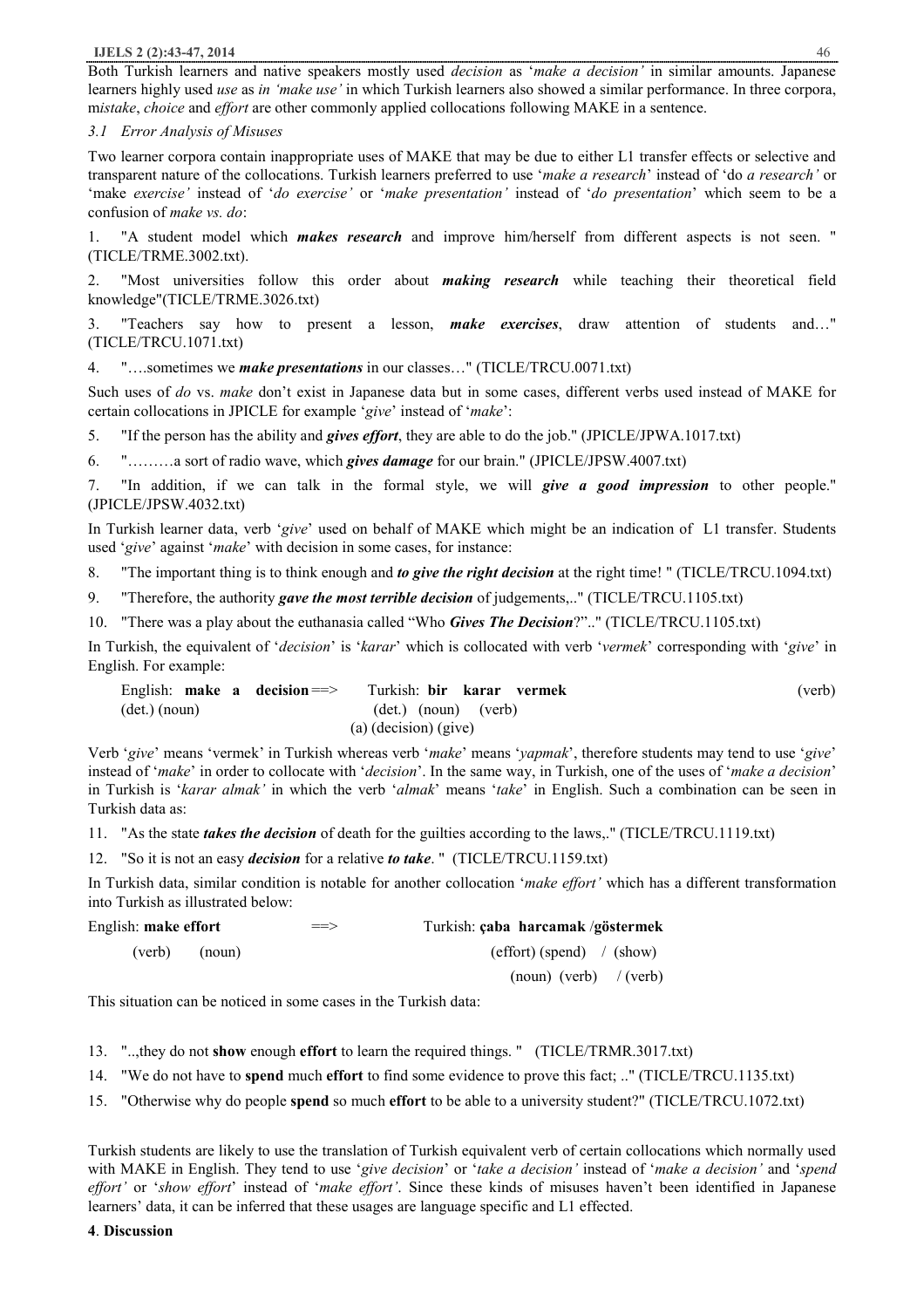Both Turkish learners and native speakers mostly used *decision* as '*make a decision'* in similar amounts. Japanese learners highly used *use* as *in 'make use'* in which Turkish learners also showed a similar performance. In three corpora, m*istake*, *choice* and *effort* are other commonly applied collocations following MAKE in a sentence.

### *3.1 Error Analysis of Misuses*

Two learner corpora contain inappropriate uses of MAKE that may be due to either L1 transfer effects or selective and transparent nature of the collocations. Turkish learners preferred to use '*make a research*' instead of 'do *a research'* or 'make *exercise'* instead of '*do exercise'* or '*make presentation'* instead of '*do presentation*' which seem to be a confusion of *make vs. do*:

1. "A student model which ***makes research*** and improve him/herself from different aspects is not seen. " (TICLE/TRME.3002.txt).
2. "Most universities follow this order about ***making research*** while teaching their theoretical field knowledge"(TICLE/TRME.3026.txt)
3. "Teachers say how to present a lesson, ***make exercises***, draw attention of students and…" (TICLE/TRCU.1071.txt)
4. "….sometimes we ***make presentations*** in our classes…" (TICLE/TRCU.0071.txt)

Such uses of *do* vs. *make* don't exist in Japanese data but in some cases, different verbs used instead of MAKE for certain collocations in JPICLE for example '*give*' instead of '*make*':

5. "If the person has the ability and ***gives effort***, they are able to do the job." (JPICLE/JPWA.1017.txt)
6. "………a sort of radio wave, which ***gives damage*** for our brain." (JPICLE/JPSW.4007.txt)
7. "In addition, if we can talk in the formal style, we will ***give a good impression*** to other people." (JPICLE/JPSW.4032.txt)

In Turkish learner data, verb '*give*' used on behalf of MAKE which might be an indication of L1 transfer. Students used '*give*' against '*make*' with decision in some cases, for instance:

8. "The important thing is to think enough and ***to give the right decision*** at the right time! " (TICLE/TRCU.1094.txt)
9. "Therefore, the authority ***gave the most terrible decision*** of judgements,.." (TICLE/TRCU.1105.txt)
10. "There was a play about the euthanasia called "Who ***Gives The Decision***?".." (TICLE/TRCU.1105.txt)

In Turkish, the equivalent of '*decision*' is '*karar*' which is collocated with verb '*vermek*' corresponding with '*give*' in English. For example:

English: **make a decision** ==> Turkish: **bir karar vermek** (verb)
(det.) (noun) (det.) (noun) (verb)
(a) (decision) (give)

Verb '*give*' means 'vermek' in Turkish whereas verb '*make*' means '*yapmak*', therefore students may tend to use '*give*' instead of '*make*' in order to collocate with '*decision*'. In the same way, in Turkish, one of the uses of '*make a decision*' in Turkish is '*karar almak'* in which the verb '*almak*' means '*take*' in English. Such a combination can be seen in Turkish data as:

11. "As the state ***takes the decision*** of death for the guilties according to the laws,." (TICLE/TRCU.1119.txt)
12. "So it is not an easy ***decision*** for a relative ***to take***. " (TICLE/TRCU.1159.txt)

In Turkish data, similar condition is notable for another collocation '*make effort'* which has a different transformation into Turkish as illustrated below:

English: **make effort** ==> Turkish: **çaba harcamak** /**göstermek**
(verb) (noun) (effort) (spend) / (show)
(noun) (verb) / (verb)

This situation can be noticed in some cases in the Turkish data:

13. "..,they do not **show** enough **effort** to learn the required things. " (TICLE/TRMR.3017.txt)
14. "We do not have to **spend** much **effort** to find some evidence to prove this fact; .." (TICLE/TRCU.1135.txt)
15. "Otherwise why do people **spend** so much **effort** to be able to a university student?" (TICLE/TRCU.1072.txt)

Turkish students are likely to use the translation of Turkish equivalent verb of certain collocations which normally used with MAKE in English. They tend to use '*give decision*' or '*take a decision'* instead of '*make a decision'* and '*spend effort'* or '*show effort*' instead of '*make effort'*. Since these kinds of misuses haven't been identified in Japanese learners' data, it can be inferred that these usages are language specific and L1 effected.

## 4. Discussion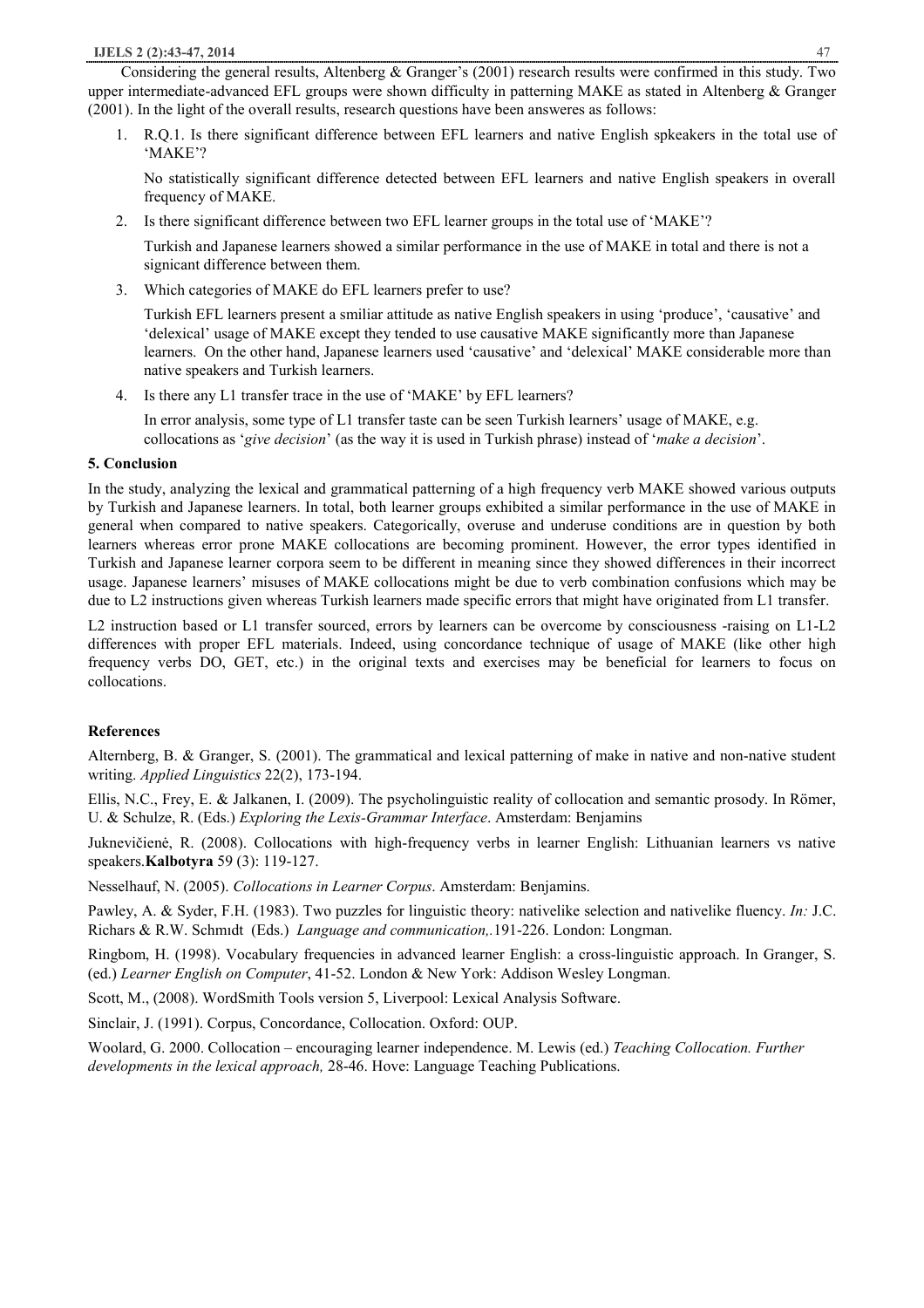Considering the general results, Altenberg & Granger's (2001) research results were confirmed in this study. Two upper intermediate-advanced EFL groups were shown difficulty in patterning MAKE as stated in Altenberg & Granger (2001). In the light of the overall results, research questions have been answeres as follows:

1. R.Q.1. Is there significant difference between EFL learners and native English spkeakers in the total use of 'MAKE'?

   No statistically significant difference detected between EFL learners and native English speakers in overall frequency of MAKE.

2. Is there significant difference between two EFL learner groups in the total use of 'MAKE'?

   Turkish and Japanese learners showed a similar performance in the use of MAKE in total and there is not a signicant difference between them.

3. Which categories of MAKE do EFL learners prefer to use?

   Turkish EFL learners present a smiliar attitude as native English speakers in using 'produce', 'causative' and 'delexical' usage of MAKE except they tended to use causative MAKE significantly more than Japanese learners. On the other hand, Japanese learners used 'causative' and 'delexical' MAKE considerable more than native speakers and Turkish learners.

4. Is there any L1 transfer trace in the use of 'MAKE' by EFL learners?

   In error analysis, some type of L1 transfer taste can be seen Turkish learners' usage of MAKE, e.g. collocations as '*give decision*' (as the way it is used in Turkish phrase) instead of '*make a decision*'.

## 5. Conclusion

In the study, analyzing the lexical and grammatical patterning of a high frequency verb MAKE showed various outputs by Turkish and Japanese learners. In total, both learner groups exhibited a similar performance in the use of MAKE in general when compared to native speakers. Categorically, overuse and underuse conditions are in question by both learners whereas error prone MAKE collocations are becoming prominent. However, the error types identified in Turkish and Japanese learner corpora seem to be different in meaning since they showed differences in their incorrect usage. Japanese learners' misuses of MAKE collocations might be due to verb combination confusions which may be due to L2 instructions given whereas Turkish learners made specific errors that might have originated from L1 transfer.

L2 instruction based or L1 transfer sourced, errors by learners can be overcome by consciousness -raising on L1-L2 differences with proper EFL materials. Indeed, using concordance technique of usage of MAKE (like other high frequency verbs DO, GET, etc.) in the original texts and exercises may be beneficial for learners to focus on collocations.

## References

Alternberg, B. & Granger, S. (2001). The grammatical and lexical patterning of make in native and non-native student writing. *Applied Linguistics* 22(2), 173-194.

Ellis, N.C., Frey, E. & Jalkanen, I. (2009). The psycholinguistic reality of collocation and semantic prosody. In Römer, U. & Schulze, R. (Eds.) *Exploring the Lexis-Grammar Interface*. Amsterdam: Benjamins

Juknevičienė, R. (2008). Collocations with high-frequency verbs in learner English: Lithuanian learners vs native speakers.**Kalbotyra** 59 (3): 119-127.

Nesselhauf, N. (2005). *Collocations in Learner Corpus*. Amsterdam: Benjamins.

Pawley, A. & Syder, F.H. (1983). Two puzzles for linguistic theory: nativelike selection and nativelike fluency. *In:* J.C. Richars & R.W. Schmıdt (Eds.) *Language and communication,*.191-226. London: Longman.

Ringbom, H. (1998). Vocabulary frequencies in advanced learner English: a cross-linguistic approach. In Granger, S. (ed.) *Learner English on Computer*, 41-52. London & New York: Addison Wesley Longman.

Scott, M., (2008). WordSmith Tools version 5, Liverpool: Lexical Analysis Software.

Sinclair, J. (1991). Corpus, Concordance, Collocation. Oxford: OUP.

Woolard, G. 2000. Collocation – encouraging learner independence. M. Lewis (ed.) *Teaching Collocation. Further developments in the lexical approach,* 28-46. Hove: Language Teaching Publications.